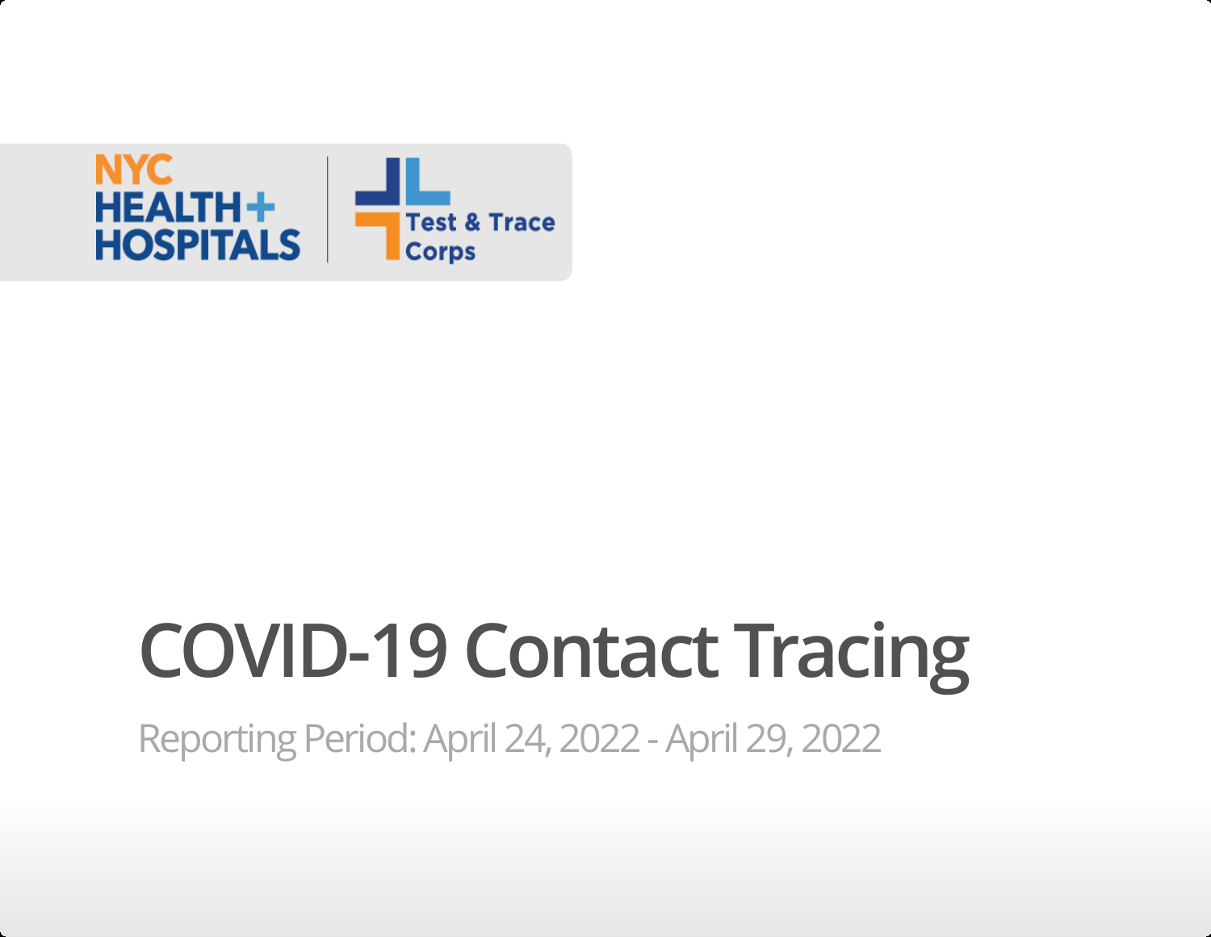NYC HEALTH + HOSPITALS | Test & Trace Corps

# COVID-19 Contact Tracing

Reporting Period: April 24, 2022 - April 29, 2022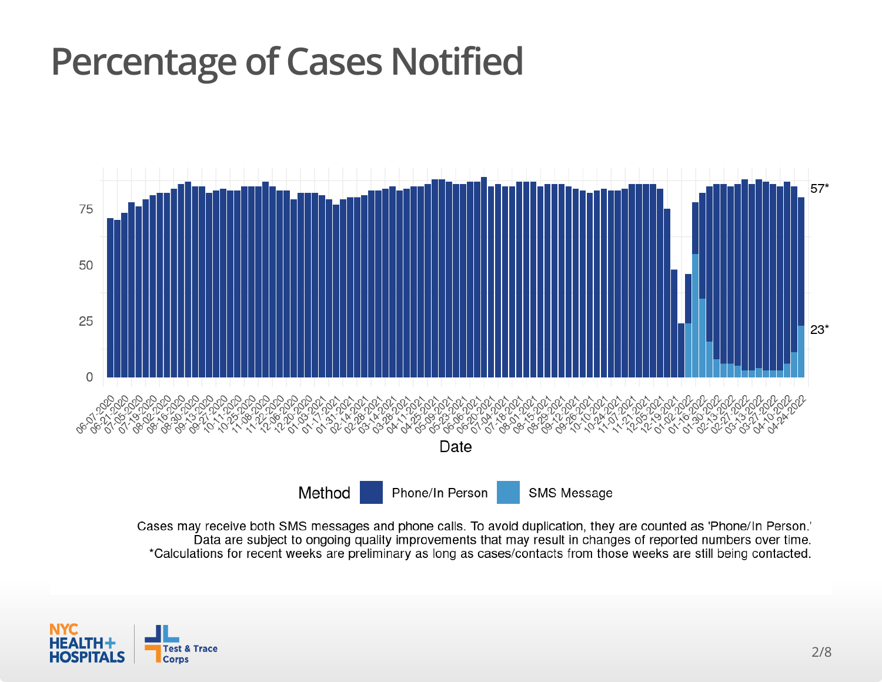# Percentage of Cases Notified

Method: Phone/In Person, SMS Message

57*

23*

Date

Cases may receive both SMS messages and phone calls. To avoid duplication, they are counted as 'Phone/In Person.'
Data are subject to ongoing quality improvements that may result in changes of reported numbers over time.
*Calculations for recent weeks are preliminary as long as cases/contacts from those weeks are still being contacted.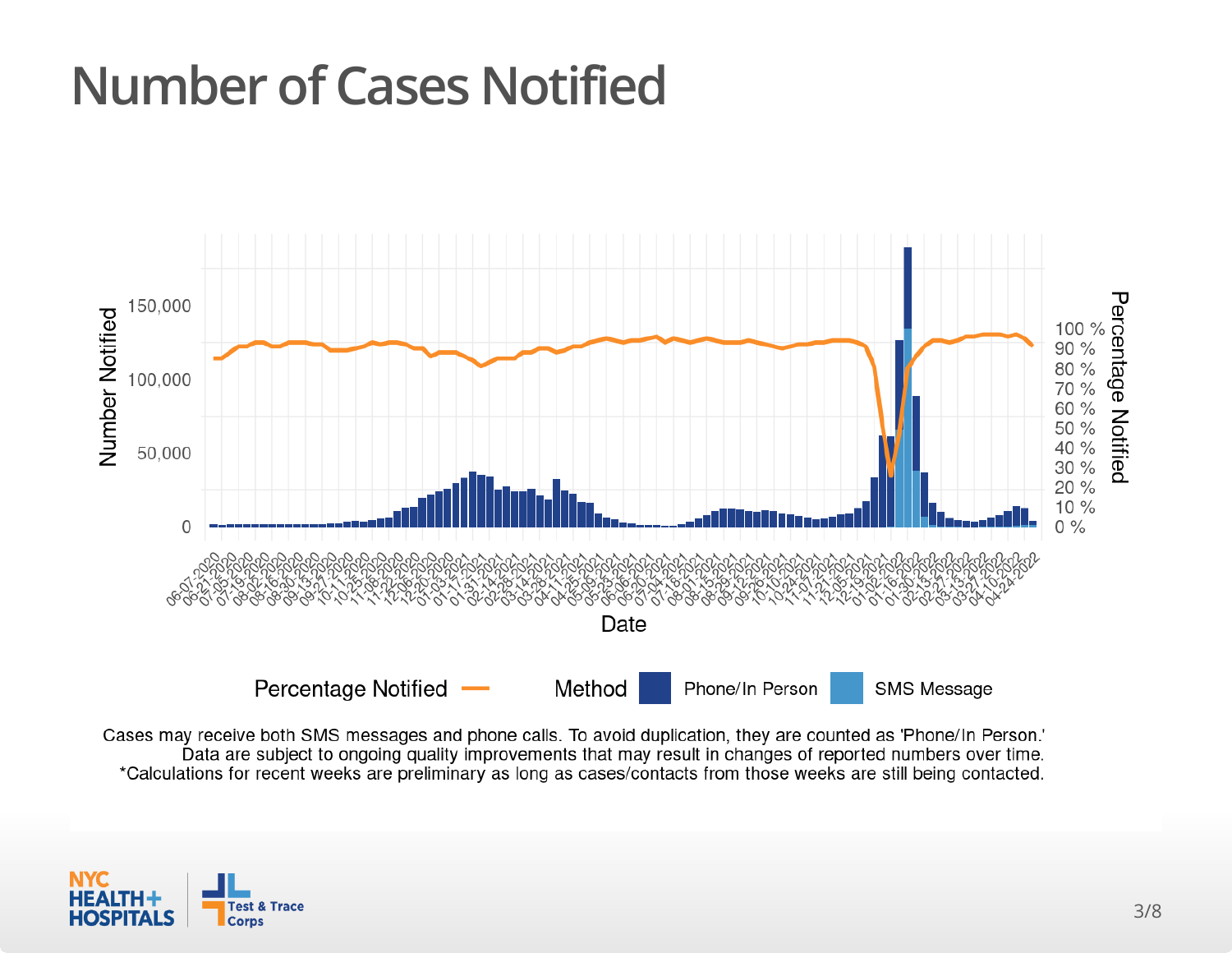# Number of Cases Notified

Cases may receive both SMS messages and phone calls. To avoid duplication, they are counted as 'Phone/In Person.'
Data are subject to ongoing quality improvements that may result in changes of reported numbers over time.
*Calculations for recent weeks are preliminary as long as cases/contacts from those weeks are still being contacted.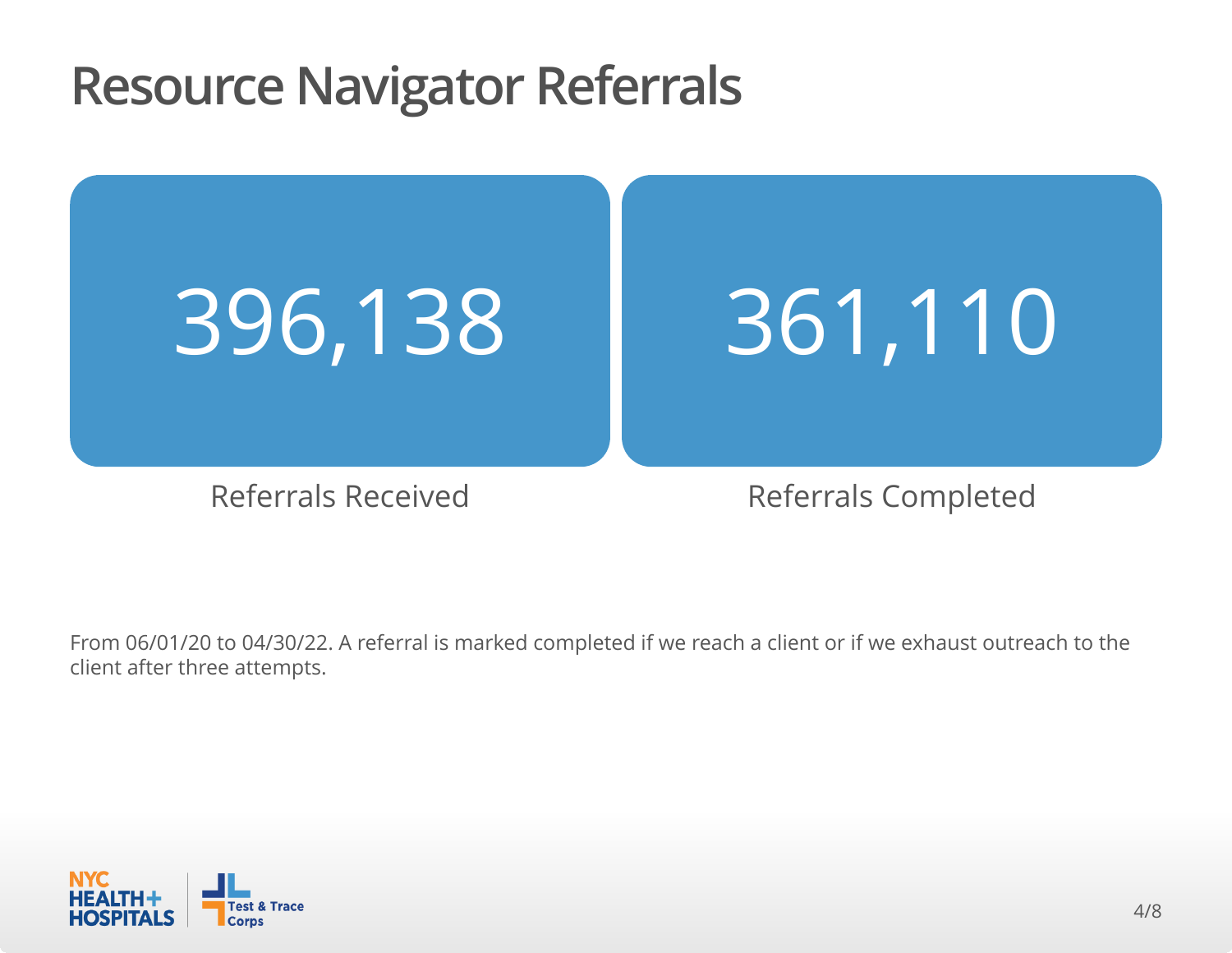# Resource Navigator Referrals

**396,138**

Referrals Received

**361,110**

Referrals Completed

From 06/01/20 to 04/30/22. A referral is marked completed if we reach a client or if we exhaust outreach to the client after three attempts.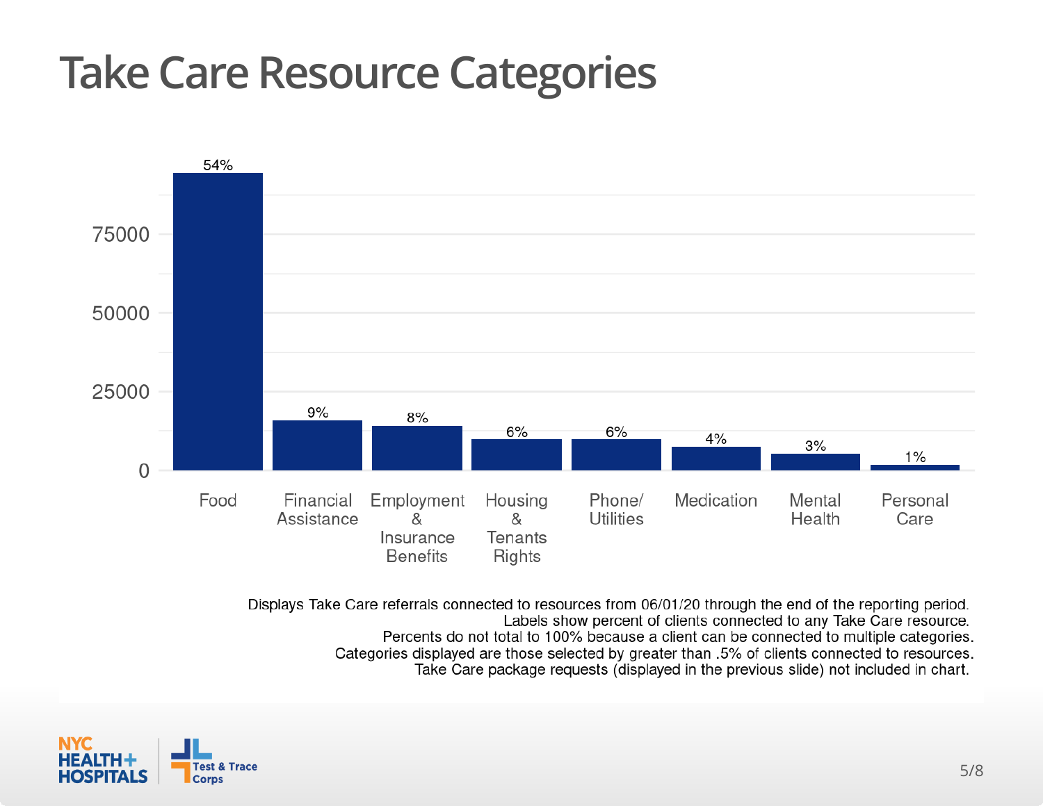# Take Care Resource Categories

| Category | Percent |
|---|---|
| Food | 54% |
| Financial Assistance | 9% |
| Employment & Insurance Benefits | 8% |
| Housing & Tenants Rights | 6% |
| Phone/ Utilities | 6% |
| Medication | 4% |
| Mental Health | 3% |
| Personal Care | 1% |

Displays Take Care referrals connected to resources from 06/01/20 through the end of the reporting period.
Labels show percent of clients connected to any Take Care resource.
Percents do not total to 100% because a client can be connected to multiple categories.
Categories displayed are those selected by greater than .5% of clients connected to resources.
Take Care package requests (displayed in the previous slide) not included in chart.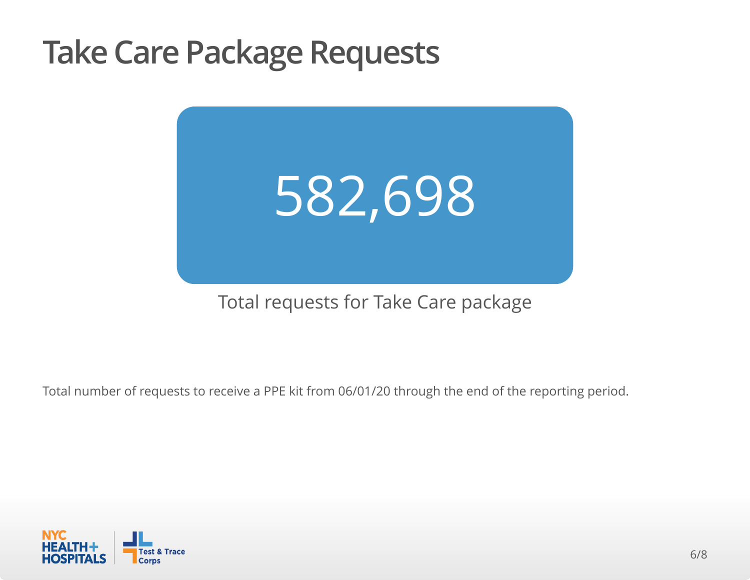# Take Care Package Requests

**582,698**

Total requests for Take Care package

Total number of requests to receive a PPE kit from 06/01/20 through the end of the reporting period.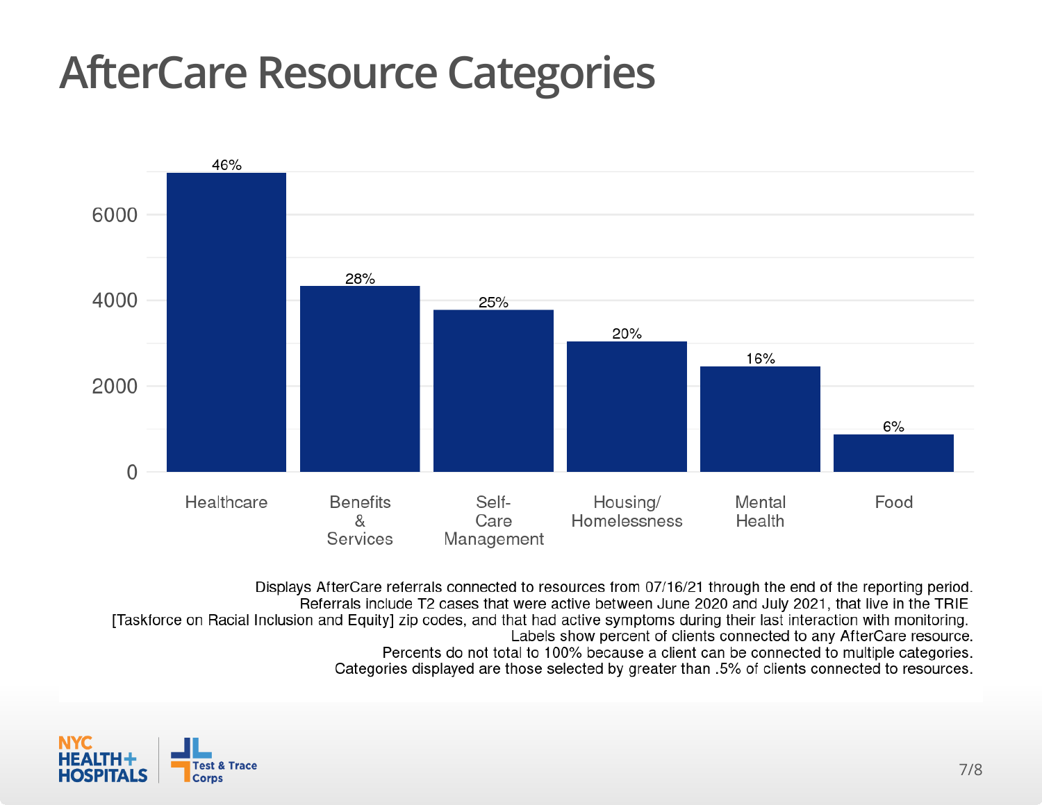# AfterCare Resource Categories

| Category | Percent of clients |
|---|---|
| Healthcare | 46% |
| Benefits & Services | 28% |
| Self-Care Management | 25% |
| Housing/ Homelessness | 20% |
| Mental Health | 16% |
| Food | 6% |

Displays AfterCare referrals connected to resources from 07/16/21 through the end of the reporting period.
Referrals include T2 cases that were active between June 2020 and July 2021, that live in the TRIE [Taskforce on Racial Inclusion and Equity] zip codes, and that had active symptoms during their last interaction with monitoring.
Labels show percent of clients connected to any AfterCare resource.
Percents do not total to 100% because a client can be connected to multiple categories.
Categories displayed are those selected by greater than .5% of clients connected to resources.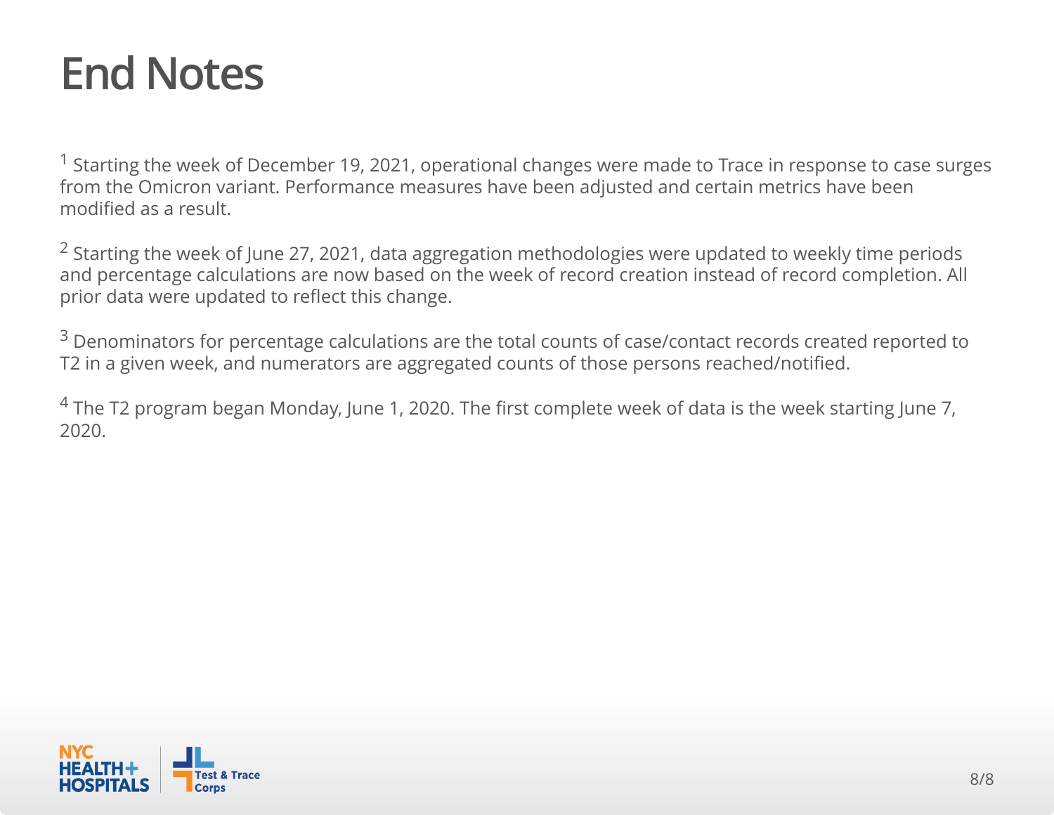# End Notes

[1] Starting the week of December 19, 2021, operational changes were made to Trace in response to case surges from the Omicron variant. Performance measures have been adjusted and certain metrics have been modified as a result.

[2] Starting the week of June 27, 2021, data aggregation methodologies were updated to weekly time periods and percentage calculations are now based on the week of record creation instead of record completion. All prior data were updated to reflect this change.

[3] Denominators for percentage calculations are the total counts of case/contact records created reported to T2 in a given week, and numerators are aggregated counts of those persons reached/notified.

[4] The T2 program began Monday, June 1, 2020. The first complete week of data is the week starting June 7, 2020.